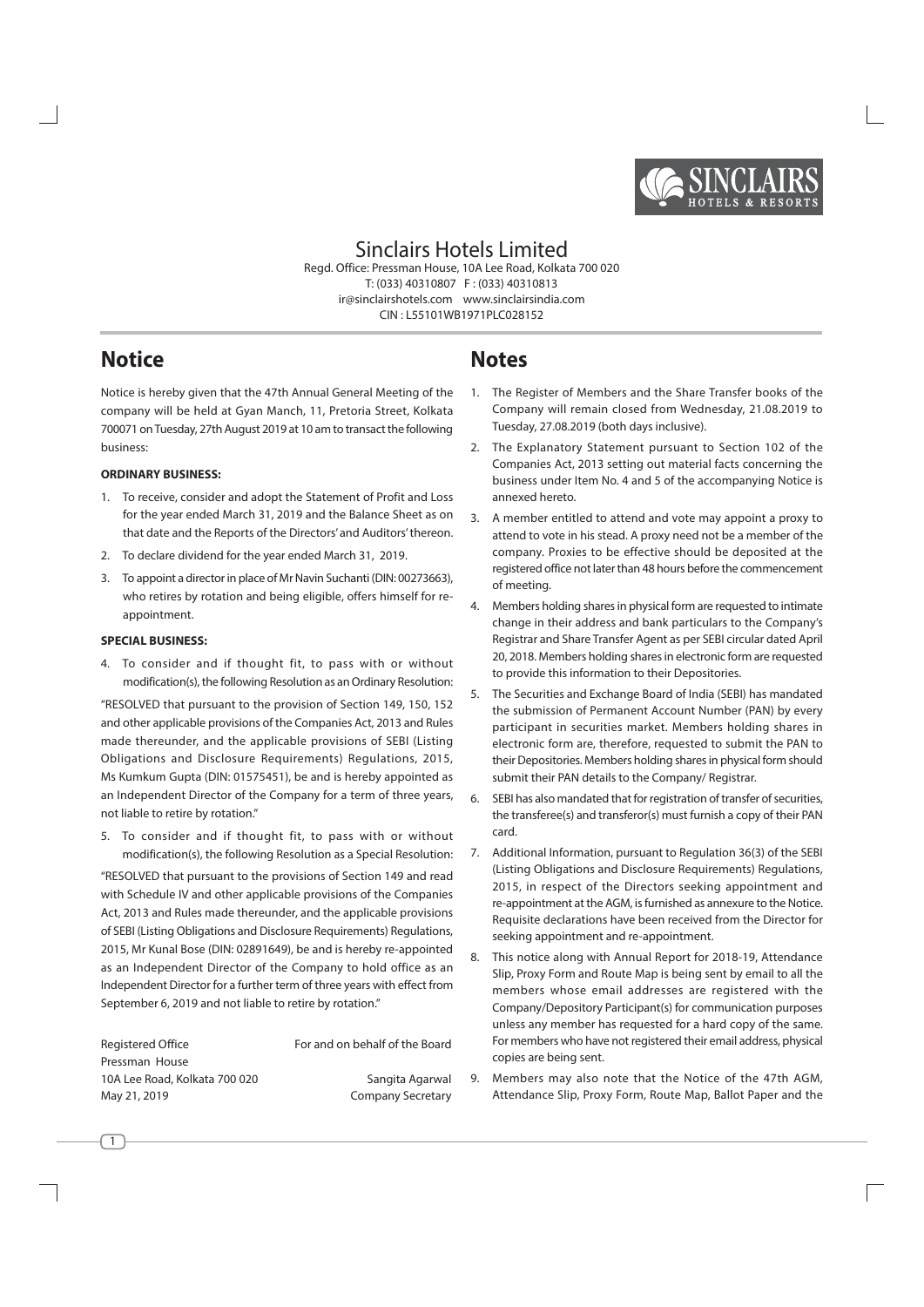# Sinclairs Hotels Limited

Regd. Office: Pressman House, 10A Lee Road, Kolkata 700 020
T: (033) 40310807 F : (033) 40310813
ir@sinclairshotels.com www.sinclairsindia.com
CIN : L55101WB1971PLC028152

## Notice

Notice is hereby given that the 47th Annual General Meeting of the company will be held at Gyan Manch, 11, Pretoria Street, Kolkata 700071 on Tuesday, 27th August 2019 at 10 am to transact the following business:

**ORDINARY BUSINESS:**

1. To receive, consider and adopt the Statement of Profit and Loss for the year ended March 31, 2019 and the Balance Sheet as on that date and the Reports of the Directors' and Auditors' thereon.
2. To declare dividend for the year ended March 31, 2019.
3. To appoint a director in place of Mr Navin Suchanti (DIN: 00273663), who retires by rotation and being eligible, offers himself for re-appointment.

**SPECIAL BUSINESS:**

4. To consider and if thought fit, to pass with or without modification(s), the following Resolution as an Ordinary Resolution:

"RESOLVED that pursuant to the provision of Section 149, 150, 152 and other applicable provisions of the Companies Act, 2013 and Rules made thereunder, and the applicable provisions of SEBI (Listing Obligations and Disclosure Requirements) Regulations, 2015, Ms Kumkum Gupta (DIN: 01575451), be and is hereby appointed as an Independent Director of the Company for a term of three years, not liable to retire by rotation."

5. To consider and if thought fit, to pass with or without modification(s), the following Resolution as a Special Resolution:

"RESOLVED that pursuant to the provisions of Section 149 and read with Schedule IV and other applicable provisions of the Companies Act, 2013 and Rules made thereunder, and the applicable provisions of SEBI (Listing Obligations and Disclosure Requirements) Regulations, 2015, Mr Kunal Bose (DIN: 02891649), be and is hereby re-appointed as an Independent Director of the Company to hold office as an Independent Director for a further term of three years with effect from September 6, 2019 and not liable to retire by rotation."

Registered Office
Pressman House
10A Lee Road, Kolkata 700 020
May 21, 2019

For and on behalf of the Board

Sangita Agarwal
Company Secretary

## Notes

1. The Register of Members and the Share Transfer books of the Company will remain closed from Wednesday, 21.08.2019 to Tuesday, 27.08.2019 (both days inclusive).
2. The Explanatory Statement pursuant to Section 102 of the Companies Act, 2013 setting out material facts concerning the business under Item No. 4 and 5 of the accompanying Notice is annexed hereto.
3. A member entitled to attend and vote may appoint a proxy to attend to vote in his stead. A proxy need not be a member of the company. Proxies to be effective should be deposited at the registered office not later than 48 hours before the commencement of meeting.
4. Members holding shares in physical form are requested to intimate change in their address and bank particulars to the Company's Registrar and Share Transfer Agent as per SEBI circular dated April 20, 2018. Members holding shares in electronic form are requested to provide this information to their Depositories.
5. The Securities and Exchange Board of India (SEBI) has mandated the submission of Permanent Account Number (PAN) by every participant in securities market. Members holding shares in electronic form are, therefore, requested to submit the PAN to their Depositories. Members holding shares in physical form should submit their PAN details to the Company/ Registrar.
6. SEBI has also mandated that for registration of transfer of securities, the transferee(s) and transferor(s) must furnish a copy of their PAN card.
7. Additional Information, pursuant to Regulation 36(3) of the SEBI (Listing Obligations and Disclosure Requirements) Regulations, 2015, in respect of the Directors seeking appointment and re-appointment at the AGM, is furnished as annexure to the Notice. Requisite declarations have been received from the Director for seeking appointment and re-appointment.
8. This notice along with Annual Report for 2018-19, Attendance Slip, Proxy Form and Route Map is being sent by email to all the members whose email addresses are registered with the Company/Depository Participant(s) for communication purposes unless any member has requested for a hard copy of the same. For members who have not registered their email address, physical copies are being sent.
9. Members may also note that the Notice of the 47th AGM, Attendance Slip, Proxy Form, Route Map, Ballot Paper and the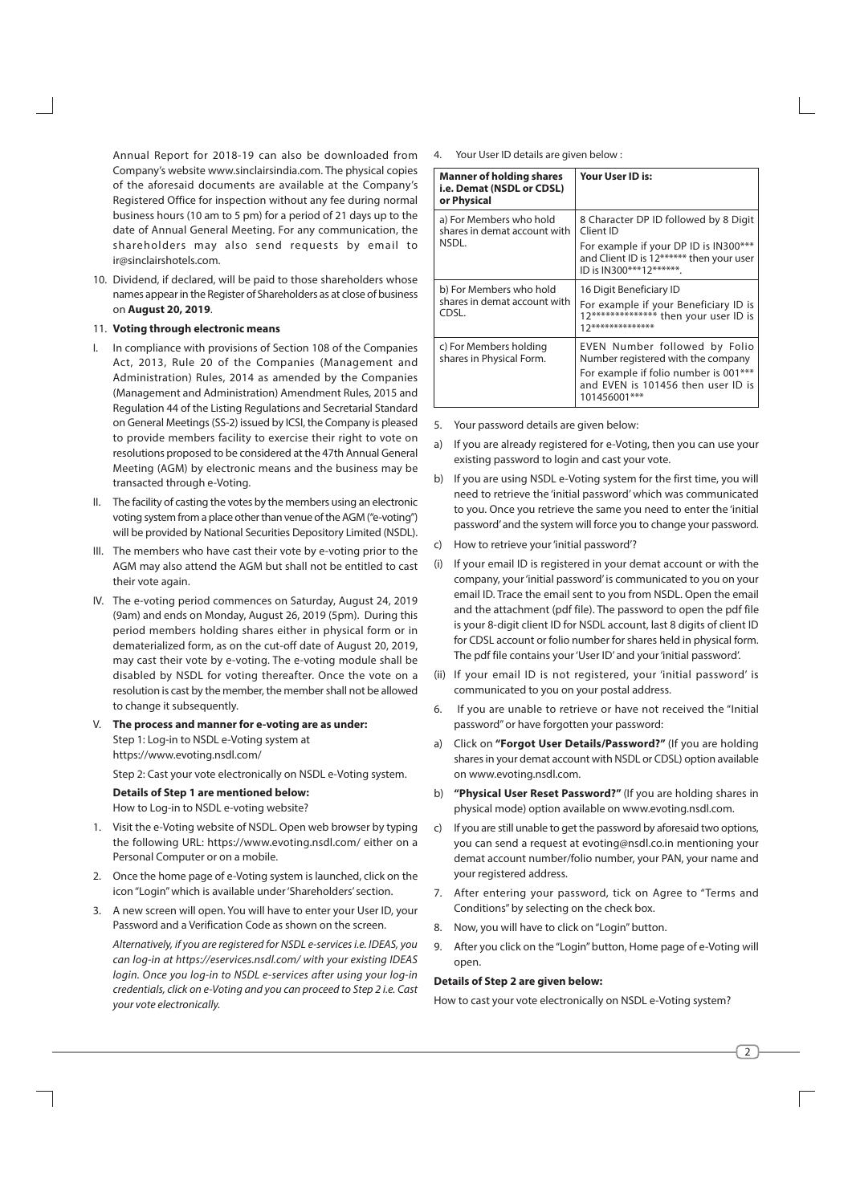Annual Report for 2018-19 can also be downloaded from Company's website www.sinclairsindia.com. The physical copies of the aforesaid documents are available at the Company's Registered Office for inspection without any fee during normal business hours (10 am to 5 pm) for a period of 21 days up to the date of Annual General Meeting. For any communication, the shareholders may also send requests by email to ir@sinclairshotels.com.

10. Dividend, if declared, will be paid to those shareholders whose names appear in the Register of Shareholders as at close of business on **August 20, 2019**.

11. **Voting through electronic means**

I. In compliance with provisions of Section 108 of the Companies Act, 2013, Rule 20 of the Companies (Management and Administration) Rules, 2014 as amended by the Companies (Management and Administration) Amendment Rules, 2015 and Regulation 44 of the Listing Regulations and Secretarial Standard on General Meetings (SS-2) issued by ICSI, the Company is pleased to provide members facility to exercise their right to vote on resolutions proposed to be considered at the 47th Annual General Meeting (AGM) by electronic means and the business may be transacted through e-Voting.

II. The facility of casting the votes by the members using an electronic voting system from a place other than venue of the AGM ("e-voting") will be provided by National Securities Depository Limited (NSDL).

III. The members who have cast their vote by e-voting prior to the AGM may also attend the AGM but shall not be entitled to cast their vote again.

IV. The e-voting period commences on Saturday, August 24, 2019 (9am) and ends on Monday, August 26, 2019 (5pm). During this period members holding shares either in physical form or in dematerialized form, as on the cut-off date of August 20, 2019, may cast their vote by e-voting. The e-voting module shall be disabled by NSDL for voting thereafter. Once the vote on a resolution is cast by the member, the member shall not be allowed to change it subsequently.

V. **The process and manner for e-voting are as under:**

Step 1: Log-in to NSDL e-Voting system at https://www.evoting.nsdl.com/

Step 2: Cast your vote electronically on NSDL e-Voting system.

**Details of Step 1 are mentioned below:**

How to Log-in to NSDL e-voting website?

1. Visit the e-Voting website of NSDL. Open web browser by typing the following URL: https://www.evoting.nsdl.com/ either on a Personal Computer or on a mobile.

2. Once the home page of e-Voting system is launched, click on the icon "Login" which is available under 'Shareholders' section.

3. A new screen will open. You will have to enter your User ID, your Password and a Verification Code as shown on the screen.

   *Alternatively, if you are registered for NSDL e-services i.e. IDEAS, you can log-in at https://eservices.nsdl.com/ with your existing IDEAS login. Once you log-in to NSDL e-services after using your log-in credentials, click on e-Voting and you can proceed to Step 2 i.e. Cast your vote electronically.*

4. Your User ID details are given below :

| **Manner of holding shares i.e. Demat (NSDL or CDSL) or Physical** | **Your User ID is:** |
|---|---|
| a) For Members who hold shares in demat account with NSDL. | 8 Character DP ID followed by 8 Digit Client ID<br>For example if your DP ID is IN300*** and Client ID is 12****** then your user ID is IN300***12******. |
| b) For Members who hold shares in demat account with CDSL. | 16 Digit Beneficiary ID<br>For example if your Beneficiary ID is 12************** then your user ID is 12************** |
| c) For Members holding shares in Physical Form. | EVEN Number followed by Folio Number registered with the company<br>For example if folio number is 001*** and EVEN is 101456 then user ID is 101456001*** |

5. Your password details are given below:

a) If you are already registered for e-Voting, then you can use your existing password to login and cast your vote.

b) If you are using NSDL e-Voting system for the first time, you will need to retrieve the 'initial password' which was communicated to you. Once you retrieve the same you need to enter the 'initial password' and the system will force you to change your password.

c) How to retrieve your 'initial password'?

(i) If your email ID is registered in your demat account or with the company, your 'initial password' is communicated to you on your email ID. Trace the email sent to you from NSDL. Open the email and the attachment (pdf file). The password to open the pdf file is your 8-digit client ID for NSDL account, last 8 digits of client ID for CDSL account or folio number for shares held in physical form. The pdf file contains your 'User ID' and your 'initial password'.

(ii) If your email ID is not registered, your 'initial password' is communicated to you on your postal address.

6. If you are unable to retrieve or have not received the "Initial password" or have forgotten your password:

a) Click on **"Forgot User Details/Password?"** (If you are holding shares in your demat account with NSDL or CDSL) option available on www.evoting.nsdl.com.

b) **"Physical User Reset Password?"** (If you are holding shares in physical mode) option available on www.evoting.nsdl.com.

c) If you are still unable to get the password by aforesaid two options, you can send a request at evoting@nsdl.co.in mentioning your demat account number/folio number, your PAN, your name and your registered address.

7. After entering your password, tick on Agree to "Terms and Conditions" by selecting on the check box.

8. Now, you will have to click on "Login" button.

9. After you click on the "Login" button, Home page of e-Voting will open.

**Details of Step 2 are given below:**

How to cast your vote electronically on NSDL e-Voting system?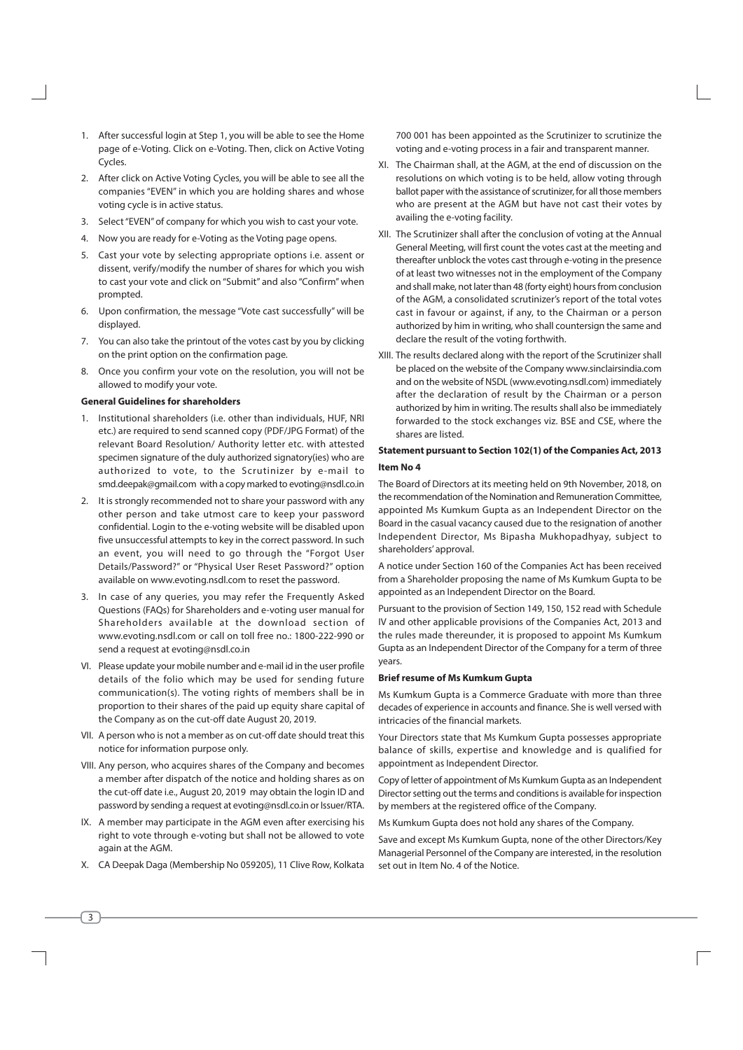1. After successful login at Step 1, you will be able to see the Home page of e-Voting. Click on e-Voting. Then, click on Active Voting Cycles.
2. After click on Active Voting Cycles, you will be able to see all the companies "EVEN" in which you are holding shares and whose voting cycle is in active status.
3. Select "EVEN" of company for which you wish to cast your vote.
4. Now you are ready for e-Voting as the Voting page opens.
5. Cast your vote by selecting appropriate options i.e. assent or dissent, verify/modify the number of shares for which you wish to cast your vote and click on "Submit" and also "Confirm" when prompted.
6. Upon confirmation, the message "Vote cast successfully" will be displayed.
7. You can also take the printout of the votes cast by you by clicking on the print option on the confirmation page.
8. Once you confirm your vote on the resolution, you will not be allowed to modify your vote.

**General Guidelines for shareholders**

1. Institutional shareholders (i.e. other than individuals, HUF, NRI etc.) are required to send scanned copy (PDF/JPG Format) of the relevant Board Resolution/ Authority letter etc. with attested specimen signature of the duly authorized signatory(ies) who are authorized to vote, to the Scrutinizer by e-mail to smd.deepak@gmail.com with a copy marked to evoting@nsdl.co.in
2. It is strongly recommended not to share your password with any other person and take utmost care to keep your password confidential. Login to the e-voting website will be disabled upon five unsuccessful attempts to key in the correct password. In such an event, you will need to go through the "Forgot User Details/Password?" or "Physical User Reset Password?" option available on www.evoting.nsdl.com to reset the password.
3. In case of any queries, you may refer the Frequently Asked Questions (FAQs) for Shareholders and e-voting user manual for Shareholders available at the download section of www.evoting.nsdl.com or call on toll free no.: 1800-222-990 or send a request at evoting@nsdl.co.in

VI. Please update your mobile number and e-mail id in the user profile details of the folio which may be used for sending future communication(s). The voting rights of members shall be in proportion to their shares of the paid up equity share capital of the Company as on the cut-off date August 20, 2019.

VII. A person who is not a member as on cut-off date should treat this notice for information purpose only.

VIII. Any person, who acquires shares of the Company and becomes a member after dispatch of the notice and holding shares as on the cut-off date i.e., August 20, 2019 may obtain the login ID and password by sending a request at evoting@nsdl.co.in or Issuer/RTA.

IX. A member may participate in the AGM even after exercising his right to vote through e-voting but shall not be allowed to vote again at the AGM.

X. CA Deepak Daga (Membership No 059205), 11 Clive Row, Kolkata 700 001 has been appointed as the Scrutinizer to scrutinize the voting and e-voting process in a fair and transparent manner.

XI. The Chairman shall, at the AGM, at the end of discussion on the resolutions on which voting is to be held, allow voting through ballot paper with the assistance of scrutinizer, for all those members who are present at the AGM but have not cast their votes by availing the e-voting facility.

XII. The Scrutinizer shall after the conclusion of voting at the Annual General Meeting, will first count the votes cast at the meeting and thereafter unblock the votes cast through e-voting in the presence of at least two witnesses not in the employment of the Company and shall make, not later than 48 (forty eight) hours from conclusion of the AGM, a consolidated scrutinizer's report of the total votes cast in favour or against, if any, to the Chairman or a person authorized by him in writing, who shall countersign the same and declare the result of the voting forthwith.

XIII. The results declared along with the report of the Scrutinizer shall be placed on the website of the Company www.sinclairsindia.com and on the website of NSDL (www.evoting.nsdl.com) immediately after the declaration of result by the Chairman or a person authorized by him in writing. The results shall also be immediately forwarded to the stock exchanges viz. BSE and CSE, where the shares are listed.

**Statement pursuant to Section 102(1) of the Companies Act, 2013**

**Item No 4**

The Board of Directors at its meeting held on 9th November, 2018, on the recommendation of the Nomination and Remuneration Committee, appointed Ms Kumkum Gupta as an Independent Director on the Board in the casual vacancy caused due to the resignation of another Independent Director, Ms Bipasha Mukhopadhyay, subject to shareholders' approval.

A notice under Section 160 of the Companies Act has been received from a Shareholder proposing the name of Ms Kumkum Gupta to be appointed as an Independent Director on the Board.

Pursuant to the provision of Section 149, 150, 152 read with Schedule IV and other applicable provisions of the Companies Act, 2013 and the rules made thereunder, it is proposed to appoint Ms Kumkum Gupta as an Independent Director of the Company for a term of three years.

**Brief resume of Ms Kumkum Gupta**

Ms Kumkum Gupta is a Commerce Graduate with more than three decades of experience in accounts and finance. She is well versed with intricacies of the financial markets.

Your Directors state that Ms Kumkum Gupta possesses appropriate balance of skills, expertise and knowledge and is qualified for appointment as Independent Director.

Copy of letter of appointment of Ms Kumkum Gupta as an Independent Director setting out the terms and conditions is available for inspection by members at the registered office of the Company.

Ms Kumkum Gupta does not hold any shares of the Company.

Save and except Ms Kumkum Gupta, none of the other Directors/Key Managerial Personnel of the Company are interested, in the resolution set out in Item No. 4 of the Notice.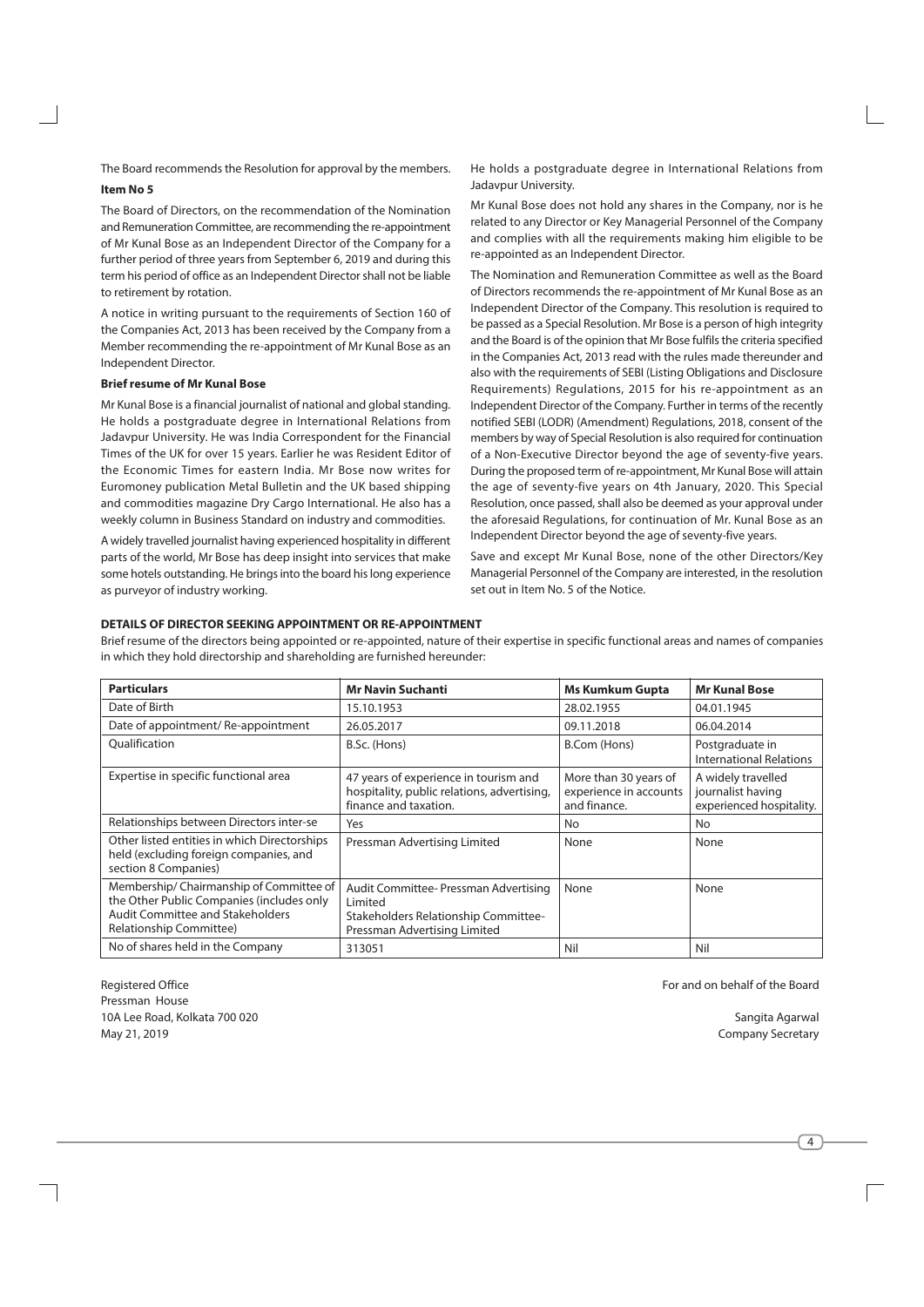The Board recommends the Resolution for approval by the members.

**Item No 5**

The Board of Directors, on the recommendation of the Nomination and Remuneration Committee, are recommending the re-appointment of Mr Kunal Bose as an Independent Director of the Company for a further period of three years from September 6, 2019 and during this term his period of office as an Independent Director shall not be liable to retirement by rotation.

A notice in writing pursuant to the requirements of Section 160 of the Companies Act, 2013 has been received by the Company from a Member recommending the re-appointment of Mr Kunal Bose as an Independent Director.

**Brief resume of Mr Kunal Bose**

Mr Kunal Bose is a financial journalist of national and global standing. He holds a postgraduate degree in International Relations from Jadavpur University. He was India Correspondent for the Financial Times of the UK for over 15 years. Earlier he was Resident Editor of the Economic Times for eastern India. Mr Bose now writes for Euromoney publication Metal Bulletin and the UK based shipping and commodities magazine Dry Cargo International. He also has a weekly column in Business Standard on industry and commodities.

A widely travelled journalist having experienced hospitality in different parts of the world, Mr Bose has deep insight into services that make some hotels outstanding. He brings into the board his long experience as purveyor of industry working.

He holds a postgraduate degree in International Relations from Jadavpur University.

Mr Kunal Bose does not hold any shares in the Company, nor is he related to any Director or Key Managerial Personnel of the Company and complies with all the requirements making him eligible to be re-appointed as an Independent Director.

The Nomination and Remuneration Committee as well as the Board of Directors recommends the re-appointment of Mr Kunal Bose as an Independent Director of the Company. This resolution is required to be passed as a Special Resolution. Mr Bose is a person of high integrity and the Board is of the opinion that Mr Bose fulfils the criteria specified in the Companies Act, 2013 read with the rules made thereunder and also with the requirements of SEBI (Listing Obligations and Disclosure Requirements) Regulations, 2015 for his re-appointment as an Independent Director of the Company. Further in terms of the recently notified SEBI (LODR) (Amendment) Regulations, 2018, consent of the members by way of Special Resolution is also required for continuation of a Non-Executive Director beyond the age of seventy-five years. During the proposed term of re-appointment, Mr Kunal Bose will attain the age of seventy-five years on 4th January, 2020. This Special Resolution, once passed, shall also be deemed as your approval under the aforesaid Regulations, for continuation of Mr. Kunal Bose as an Independent Director beyond the age of seventy-five years.

Save and except Mr Kunal Bose, none of the other Directors/Key Managerial Personnel of the Company are interested, in the resolution set out in Item No. 5 of the Notice.

**DETAILS OF DIRECTOR SEEKING APPOINTMENT OR RE-APPOINTMENT**

Brief resume of the directors being appointed or re-appointed, nature of their expertise in specific functional areas and names of companies in which they hold directorship and shareholding are furnished hereunder:

| Particulars | Mr Navin Suchanti | Ms Kumkum Gupta | Mr Kunal Bose |
|---|---|---|---|
| Date of Birth | 15.10.1953 | 28.02.1955 | 04.01.1945 |
| Date of appointment/ Re-appointment | 26.05.2017 | 09.11.2018 | 06.04.2014 |
| Qualification | B.Sc. (Hons) | B.Com (Hons) | Postgraduate in International Relations |
| Expertise in specific functional area | 47 years of experience in tourism and hospitality, public relations, advertising, finance and taxation. | More than 30 years of experience in accounts and finance. | A widely travelled journalist having experienced hospitality. |
| Relationships between Directors inter-se | Yes | No | No |
| Other listed entities in which Directorships held (excluding foreign companies, and section 8 Companies) | Pressman Advertising Limited | None | None |
| Membership/ Chairmanship of Committee of the Other Public Companies (includes only Audit Committee and Stakeholders Relationship Committee) | Audit Committee- Pressman Advertising Limited<br>Stakeholders Relationship Committee- Pressman Advertising Limited | None | None |
| No of shares held in the Company | 313051 | Nil | Nil |

Registered Office
Pressman House
10A Lee Road, Kolkata 700 020
May 21, 2019

For and on behalf of the Board

Sangita Agarwal
Company Secretary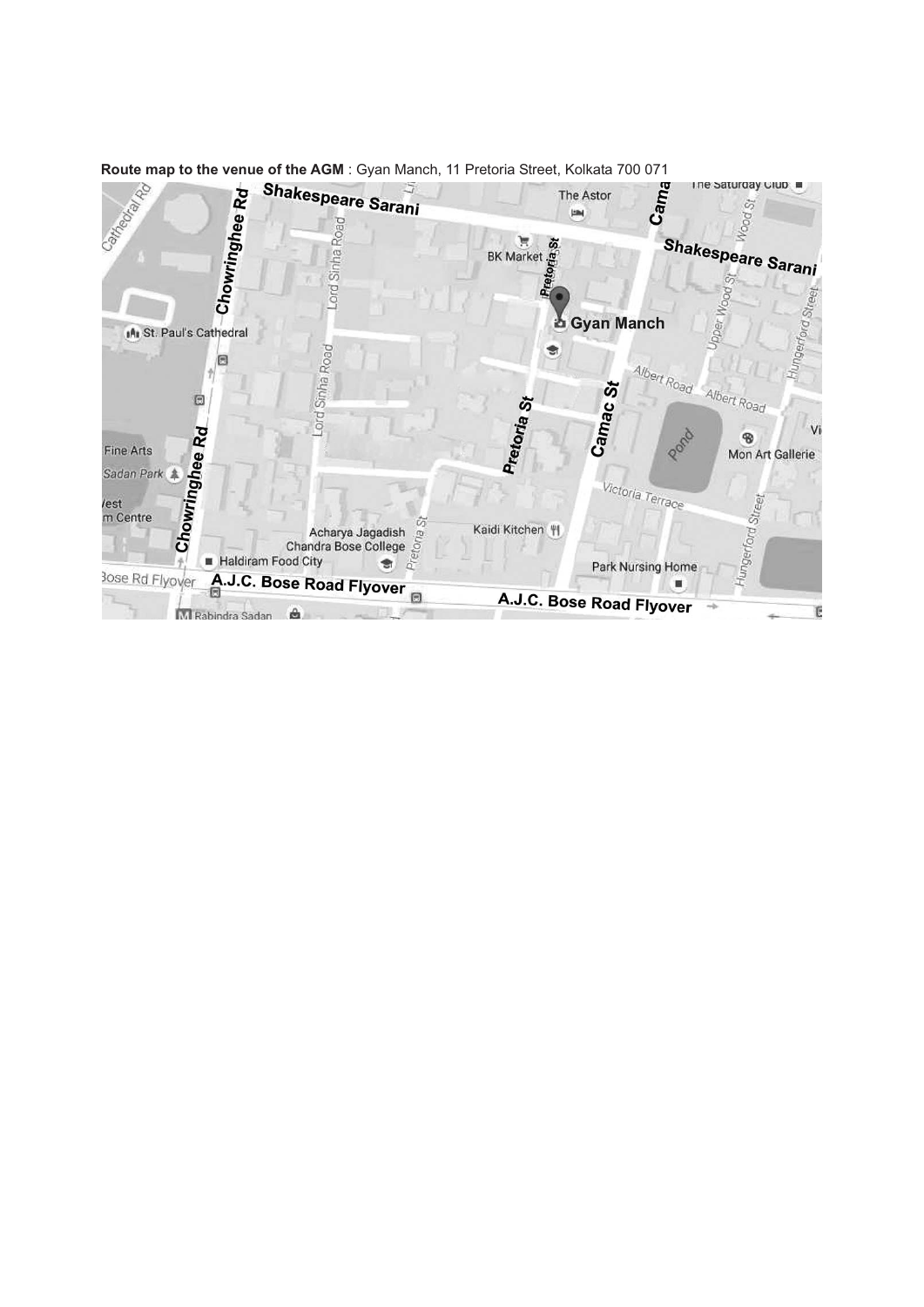**Route map to the venue of the AGM** : Gyan Manch, 11 Pretoria Street, Kolkata 700 071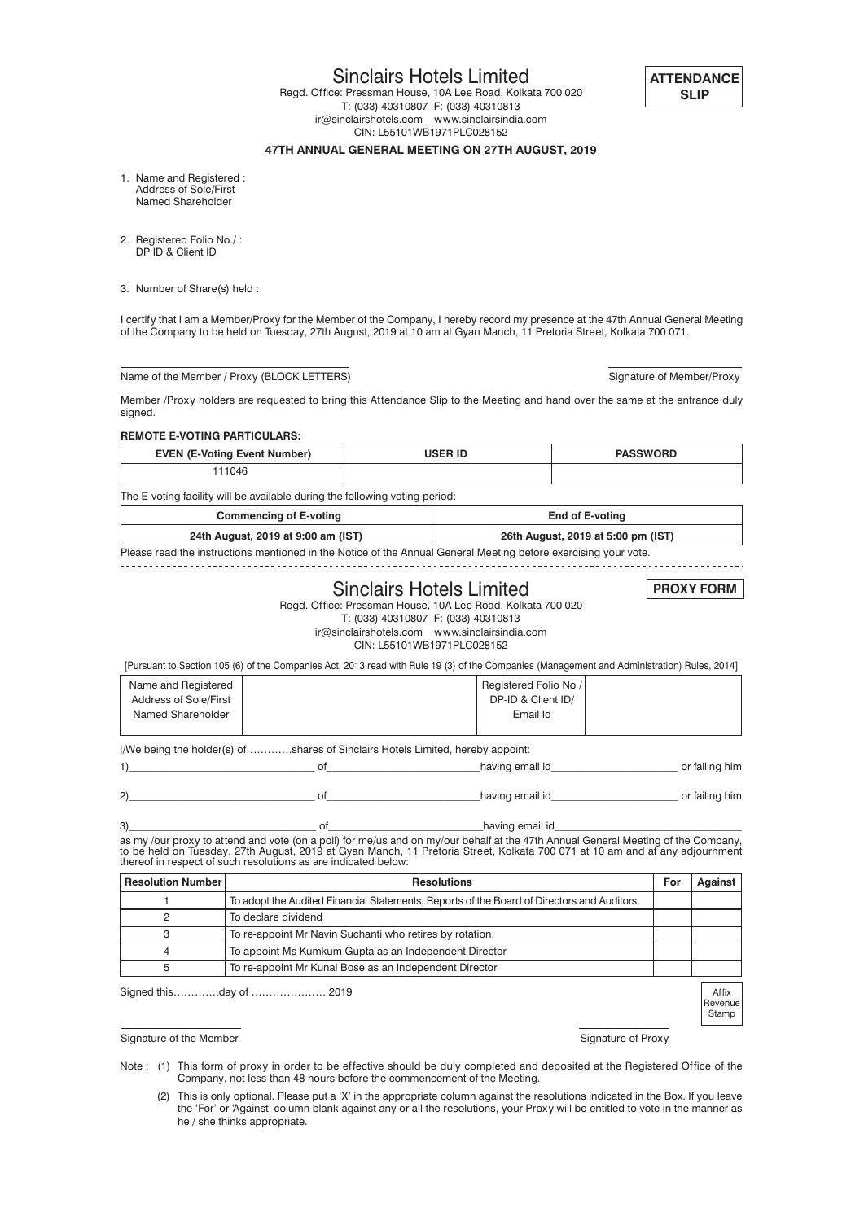# Sinclairs Hotels Limited

**ATTENDANCE SLIP**

Regd. Office: Pressman House, 10A Lee Road, Kolkata 700 020
T: (033) 40310807 F: (033) 40310813
ir@sinclairshotels.com www.sinclairsindia.com
CIN: L55101WB1971PLC028152

**47TH ANNUAL GENERAL MEETING ON 27TH AUGUST, 2019**

1. Name and Registered : Address of Sole/First Named Shareholder

2. Registered Folio No./ : DP ID & Client ID

3. Number of Share(s) held :

I certify that I am a Member/Proxy for the Member of the Company, I hereby record my presence at the 47th Annual General Meeting of the Company to be held on Tuesday, 27th August, 2019 at 10 am at Gyan Manch, 11 Pretoria Street, Kolkata 700 071.

Name of the Member / Proxy (BLOCK LETTERS)

Signature of Member/Proxy

Member /Proxy holders are requested to bring this Attendance Slip to the Meeting and hand over the same at the entrance duly signed.

**REMOTE E-VOTING PARTICULARS:**

| EVEN (E-Voting Event Number) | USER ID | PASSWORD |
|---|---|---|
| 111046 | | |

The E-voting facility will be available during the following voting period:

| Commencing of E-voting | End of E-voting |
|---|---|
| 24th August, 2019 at 9:00 am (IST) | 26th August, 2019 at 5:00 pm (IST) |

Please read the instructions mentioned in the Notice of the Annual General Meeting before exercising your vote.

---

# Sinclairs Hotels Limited

**PROXY FORM**

Regd. Office: Pressman House, 10A Lee Road, Kolkata 700 020
T: (033) 40310807 F: (033) 40310813
ir@sinclairshotels.com www.sinclairsindia.com
CIN: L55101WB1971PLC028152

[Pursuant to Section 105 (6) of the Companies Act, 2013 read with Rule 19 (3) of the Companies (Management and Administration) Rules, 2014]

| | | | |
|---|---|---|---|
| Name and Registered Address of Sole/First Named Shareholder | | Registered Folio No / DP-ID & Client ID/ Email Id | |

I/We being the holder(s) of…………shares of Sinclairs Hotels Limited, hereby appoint:

1)\_\_\_\_\_\_\_\_\_\_\_\_\_\_\_\_\_\_\_\_ of\_\_\_\_\_\_\_\_\_\_\_\_\_\_\_\_\_\_\_\_having email id\_\_\_\_\_\_\_\_\_\_\_\_\_\_\_\_\_\_\_\_ or failing him

2)\_\_\_\_\_\_\_\_\_\_\_\_\_\_\_\_\_\_\_\_ of\_\_\_\_\_\_\_\_\_\_\_\_\_\_\_\_\_\_\_\_having email id\_\_\_\_\_\_\_\_\_\_\_\_\_\_\_\_\_\_\_\_ or failing him

3)\_\_\_\_\_\_\_\_\_\_\_\_\_\_\_\_\_\_\_\_ of\_\_\_\_\_\_\_\_\_\_\_\_\_\_\_\_\_\_\_\_having email id\_\_\_\_\_\_\_\_\_\_\_\_\_\_\_\_\_\_\_\_

as my /our proxy to attend and vote (on a poll) for me/us and on my/our behalf at the 47th Annual General Meeting of the Company, to be held on Tuesday, 27th August, 2019 at Gyan Manch, 11 Pretoria Street, Kolkata 700 071 at 10 am and at any adjournment thereof in respect of such resolutions as are indicated below:

| Resolution Number | Resolutions | For | Against |
|---|---|---|---|
| 1 | To adopt the Audited Financial Statements, Reports of the Board of Directors and Auditors. | | |
| 2 | To declare dividend | | |
| 3 | To re-appoint Mr Navin Suchanti who retires by rotation. | | |
| 4 | To appoint Ms Kumkum Gupta as an Independent Director | | |
| 5 | To re-appoint Mr Kunal Bose as an Independent Director | | |

Signed this…………day of ………………… 2019

Affix Revenue Stamp

Signature of the Member

Signature of Proxy

Note : (1) This form of proxy in order to be effective should be duly completed and deposited at the Registered Office of the Company, not less than 48 hours before the commencement of the Meeting.

(2) This is only optional. Please put a 'X' in the appropriate column against the resolutions indicated in the Box. If you leave the 'For' or 'Against' column blank against any or all the resolutions, your Proxy will be entitled to vote in the manner as he / she thinks appropriate.